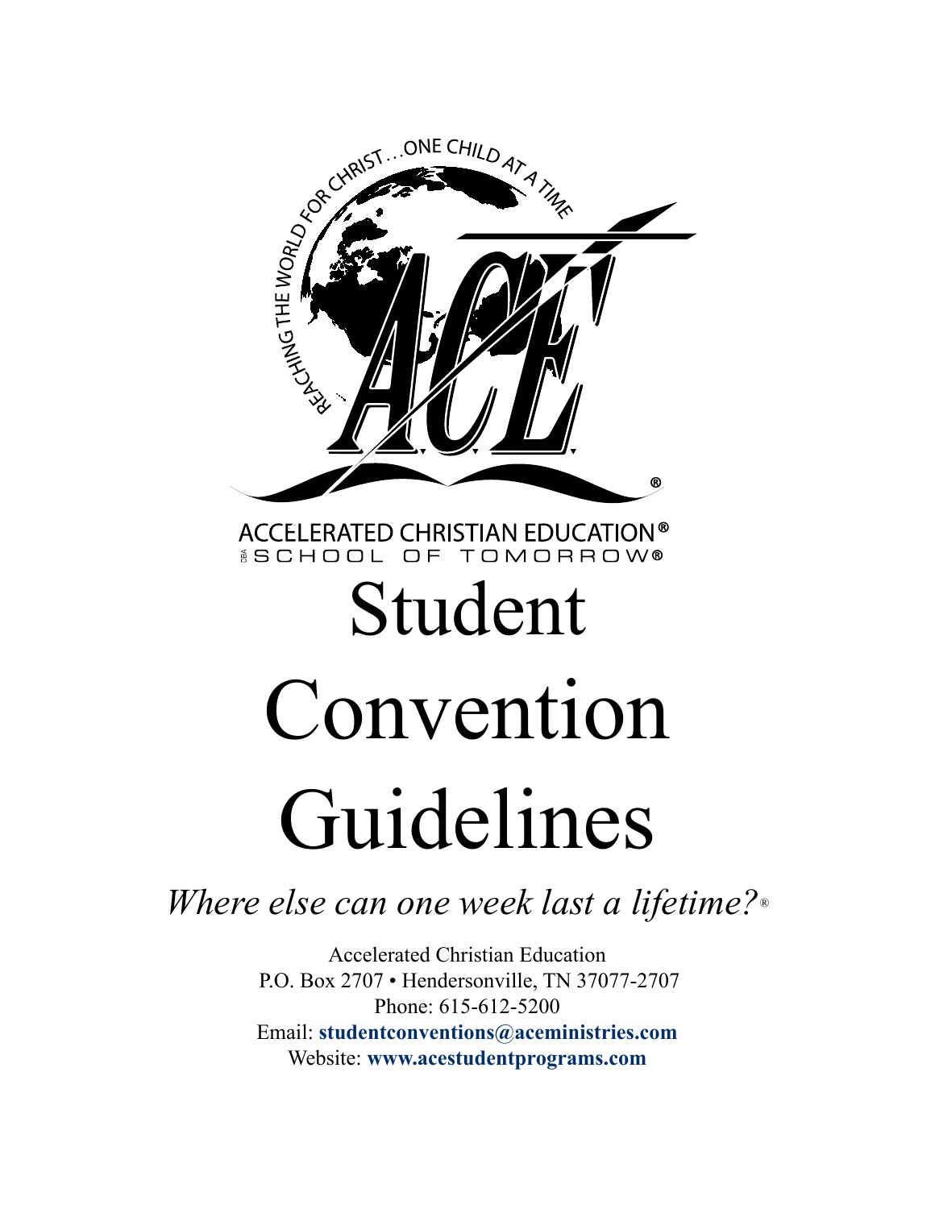REACHING THE WORLD FOR CHRIST…ONE CHILD AT A TIME

ACE®

ACCELERATED CHRISTIAN EDUCATION®
DBA SCHOOL OF TOMORROW®

# Student Convention Guidelines

*Where else can one week last a lifetime?*®

Accelerated Christian Education
P.O. Box 2707 • Hendersonville, TN 37077-2707
Phone: 615-612-5200
Email: **studentconventions@aceministries.com**
Website: **www.acestudentprograms.com**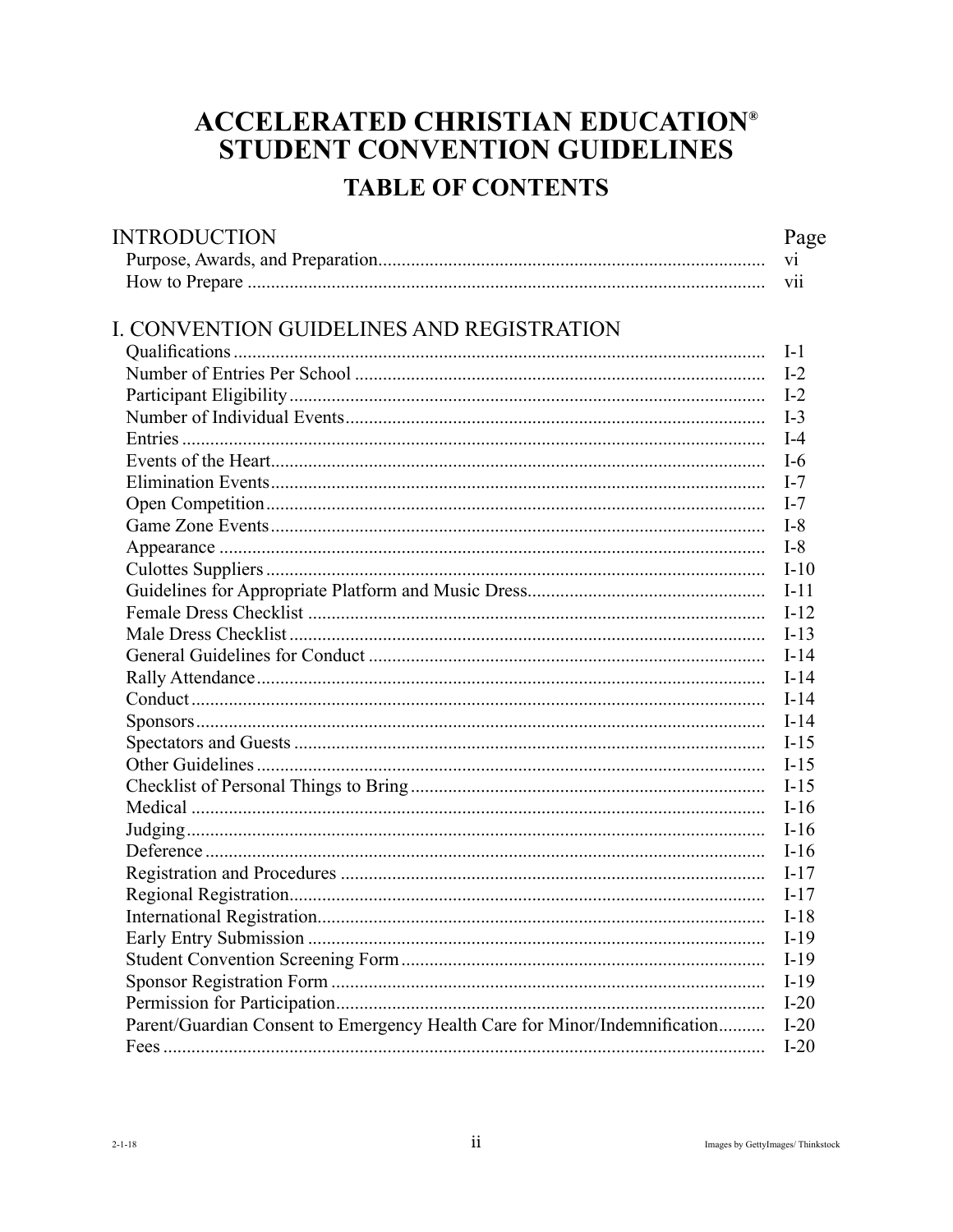# ACCELERATED CHRISTIAN EDUCATION® STUDENT CONVENTION GUIDELINES

## TABLE OF CONTENTS

| INTRODUCTION | Page |
| --- | --- |
| Purpose, Awards, and Preparation | vi |
| How to Prepare | vii |

| I. CONVENTION GUIDELINES AND REGISTRATION | |
| --- | --- |
| Qualifications | I-1 |
| Number of Entries Per School | I-2 |
| Participant Eligibility | I-2 |
| Number of Individual Events | I-3 |
| Entries | I-4 |
| Events of the Heart | I-6 |
| Elimination Events | I-7 |
| Open Competition | I-7 |
| Game Zone Events | I-8 |
| Appearance | I-8 |
| Culottes Suppliers | I-10 |
| Guidelines for Appropriate Platform and Music Dress | I-11 |
| Female Dress Checklist | I-12 |
| Male Dress Checklist | I-13 |
| General Guidelines for Conduct | I-14 |
| Rally Attendance | I-14 |
| Conduct | I-14 |
| Sponsors | I-14 |
| Spectators and Guests | I-15 |
| Other Guidelines | I-15 |
| Checklist of Personal Things to Bring | I-15 |
| Medical | I-16 |
| Judging | I-16 |
| Deference | I-16 |
| Registration and Procedures | I-17 |
| Regional Registration | I-17 |
| International Registration | I-18 |
| Early Entry Submission | I-19 |
| Student Convention Screening Form | I-19 |
| Sponsor Registration Form | I-19 |
| Permission for Participation | I-20 |
| Parent/Guardian Consent to Emergency Health Care for Minor/Indemnification | I-20 |
| Fees | I-20 |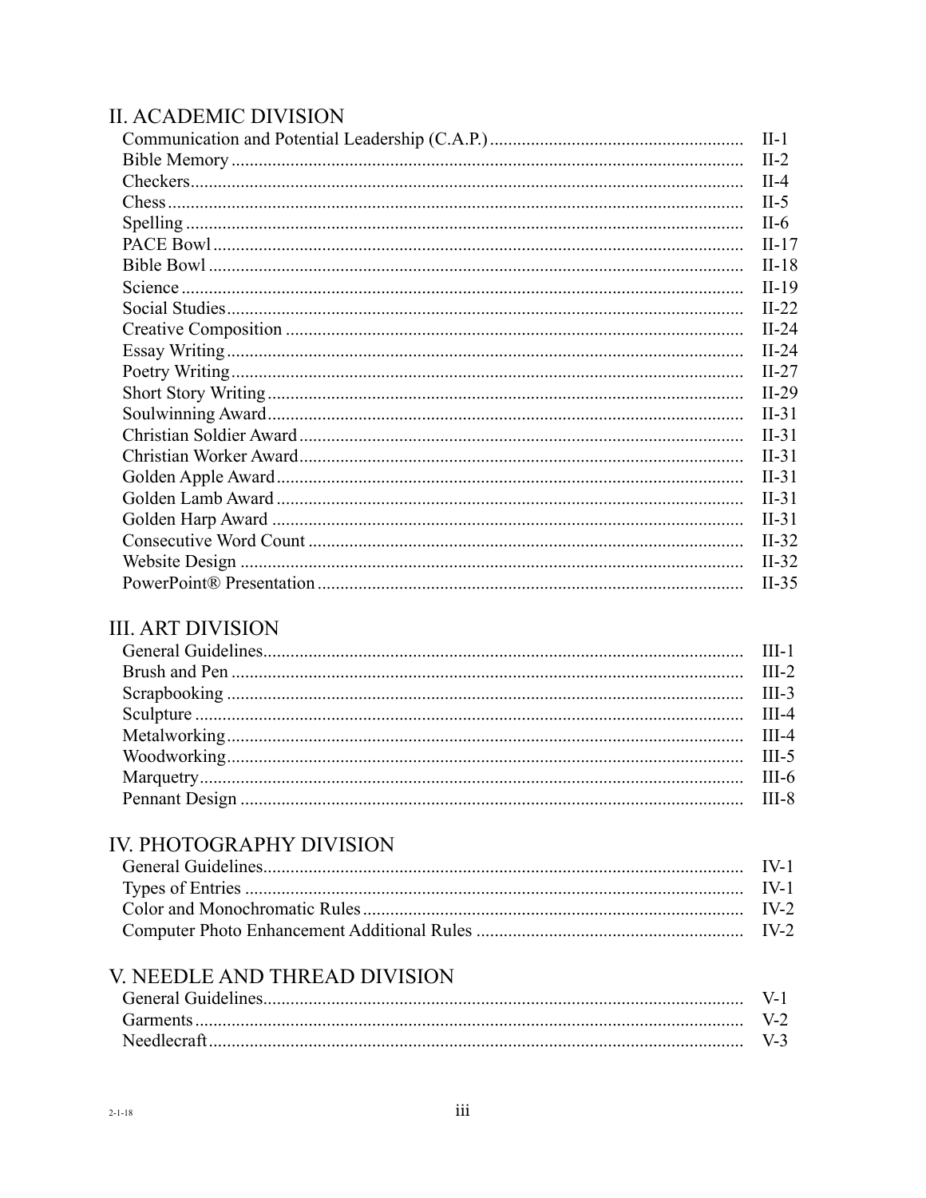## II. ACADEMIC DIVISION

| | |
|---|---|
| Communication and Potential Leadership (C.A.P.) | II-1 |
| Bible Memory | II-2 |
| Checkers | II-4 |
| Chess | II-5 |
| Spelling | II-6 |
| PACE Bowl | II-17 |
| Bible Bowl | II-18 |
| Science | II-19 |
| Social Studies | II-22 |
| Creative Composition | II-24 |
| Essay Writing | II-24 |
| Poetry Writing | II-27 |
| Short Story Writing | II-29 |
| Soulwinning Award | II-31 |
| Christian Soldier Award | II-31 |
| Christian Worker Award | II-31 |
| Golden Apple Award | II-31 |
| Golden Lamb Award | II-31 |
| Golden Harp Award | II-31 |
| Consecutive Word Count | II-32 |
| Website Design | II-32 |
| PowerPoint® Presentation | II-35 |

## III. ART DIVISION

| | |
|---|---|
| General Guidelines | III-1 |
| Brush and Pen | III-2 |
| Scrapbooking | III-3 |
| Sculpture | III-4 |
| Metalworking | III-4 |
| Woodworking | III-5 |
| Marquetry | III-6 |
| Pennant Design | III-8 |

## IV. PHOTOGRAPHY DIVISION

| | |
|---|---|
| General Guidelines | IV-1 |
| Types of Entries | IV-1 |
| Color and Monochromatic Rules | IV-2 |
| Computer Photo Enhancement Additional Rules | IV-2 |

## V. NEEDLE AND THREAD DIVISION

| | |
|---|---|
| General Guidelines | V-1 |
| Garments | V-2 |
| Needlecraft | V-3 |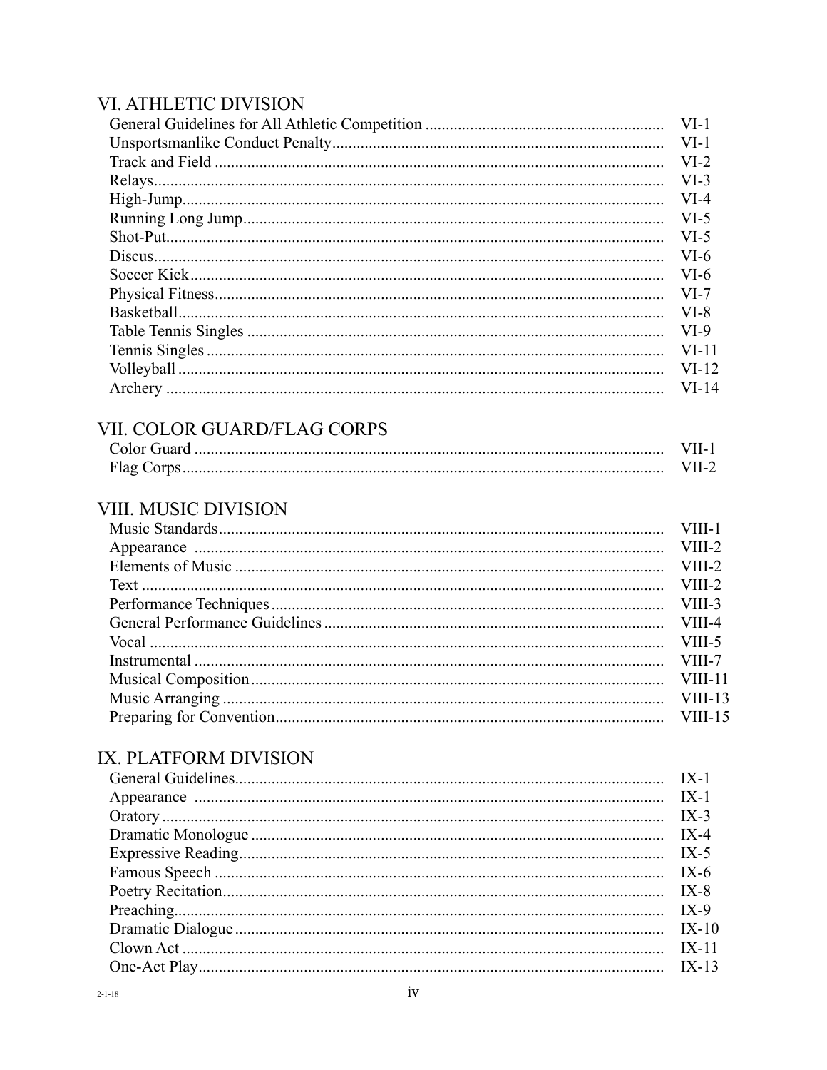## VI. ATHLETIC DIVISION

| | |
|---|---|
| General Guidelines for All Athletic Competition | VI-1 |
| Unsportsmanlike Conduct Penalty | VI-1 |
| Track and Field | VI-2 |
| Relays | VI-3 |
| High-Jump | VI-4 |
| Running Long Jump | VI-5 |
| Shot-Put | VI-5 |
| Discus | VI-6 |
| Soccer Kick | VI-6 |
| Physical Fitness | VI-7 |
| Basketball | VI-8 |
| Table Tennis Singles | VI-9 |
| Tennis Singles | VI-11 |
| Volleyball | VI-12 |
| Archery | VI-14 |

## VII. COLOR GUARD/FLAG CORPS

| | |
|---|---|
| Color Guard | VII-1 |
| Flag Corps | VII-2 |

## VIII. MUSIC DIVISION

| | |
|---|---|
| Music Standards | VIII-1 |
| Appearance | VIII-2 |
| Elements of Music | VIII-2 |
| Text | VIII-2 |
| Performance Techniques | VIII-3 |
| General Performance Guidelines | VIII-4 |
| Vocal | VIII-5 |
| Instrumental | VIII-7 |
| Musical Composition | VIII-11 |
| Music Arranging | VIII-13 |
| Preparing for Convention | VIII-15 |

## IX. PLATFORM DIVISION

| | |
|---|---|
| General Guidelines | IX-1 |
| Appearance | IX-1 |
| Oratory | IX-3 |
| Dramatic Monologue | IX-4 |
| Expressive Reading | IX-5 |
| Famous Speech | IX-6 |
| Poetry Recitation | IX-8 |
| Preaching | IX-9 |
| Dramatic Dialogue | IX-10 |
| Clown Act | IX-11 |
| One-Act Play | IX-13 |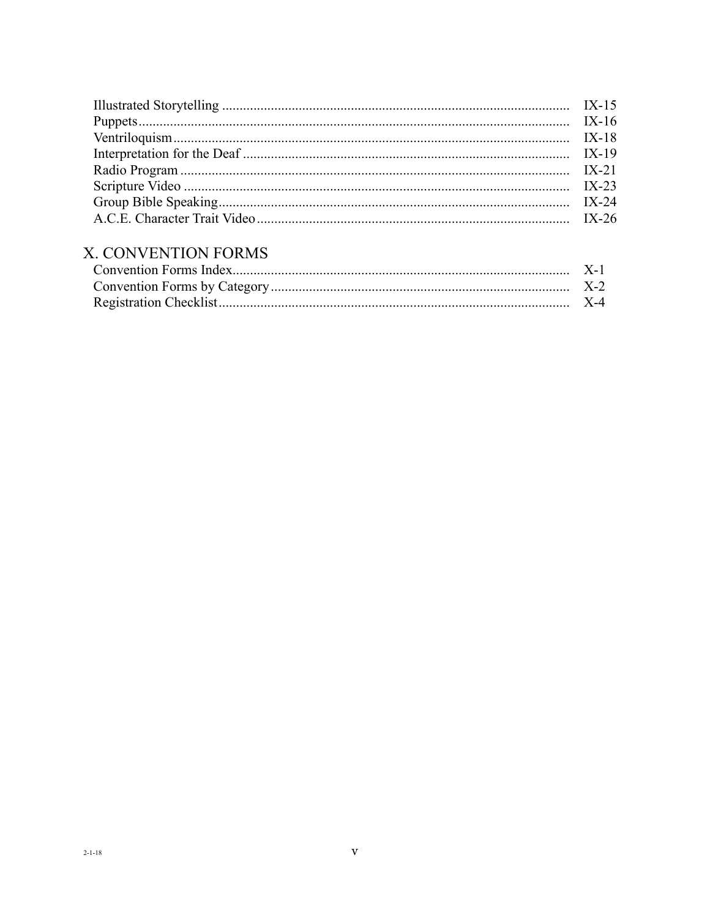| | |
|---|---|
| Illustrated Storytelling | IX-15 |
| Puppets | IX-16 |
| Ventriloquism | IX-18 |
| Interpretation for the Deaf | IX-19 |
| Radio Program | IX-21 |
| Scripture Video | IX-23 |
| Group Bible Speaking | IX-24 |
| A.C.E. Character Trait Video | IX-26 |

## X. CONVENTION FORMS

| | |
|---|---|
| Convention Forms Index | X-1 |
| Convention Forms by Category | X-2 |
| Registration Checklist | X-4 |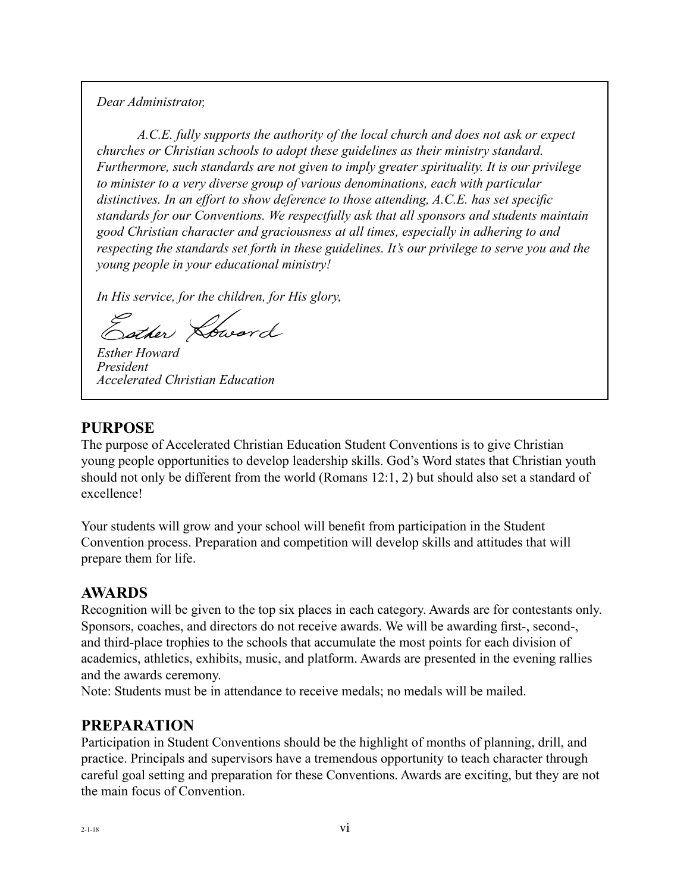*Dear Administrator,*

*A.C.E. fully supports the authority of the local church and does not ask or expect churches or Christian schools to adopt these guidelines as their ministry standard. Furthermore, such standards are not given to imply greater spirituality. It is our privilege to minister to a very diverse group of various denominations, each with particular distinctives. In an effort to show deference to those attending, A.C.E. has set specific standards for our Conventions. We respectfully ask that all sponsors and students maintain good Christian character and graciousness at all times, especially in adhering to and respecting the standards set forth in these guidelines. It's our privilege to serve you and the young people in your educational ministry!*

*In His service, for the children, for His glory,*

*Esther Howard*
*President*
*Accelerated Christian Education*

## PURPOSE

The purpose of Accelerated Christian Education Student Conventions is to give Christian young people opportunities to develop leadership skills. God's Word states that Christian youth should not only be different from the world (Romans 12:1, 2) but should also set a standard of excellence!

Your students will grow and your school will benefit from participation in the Student Convention process. Preparation and competition will develop skills and attitudes that will prepare them for life.

## AWARDS

Recognition will be given to the top six places in each category. Awards are for contestants only. Sponsors, coaches, and directors do not receive awards. We will be awarding first-, second-, and third-place trophies to the schools that accumulate the most points for each division of academics, athletics, exhibits, music, and platform. Awards are presented in the evening rallies and the awards ceremony.

Note: Students must be in attendance to receive medals; no medals will be mailed.

## PREPARATION

Participation in Student Conventions should be the highlight of months of planning, drill, and practice. Principals and supervisors have a tremendous opportunity to teach character through careful goal setting and preparation for these Conventions. Awards are exciting, but they are not the main focus of Convention.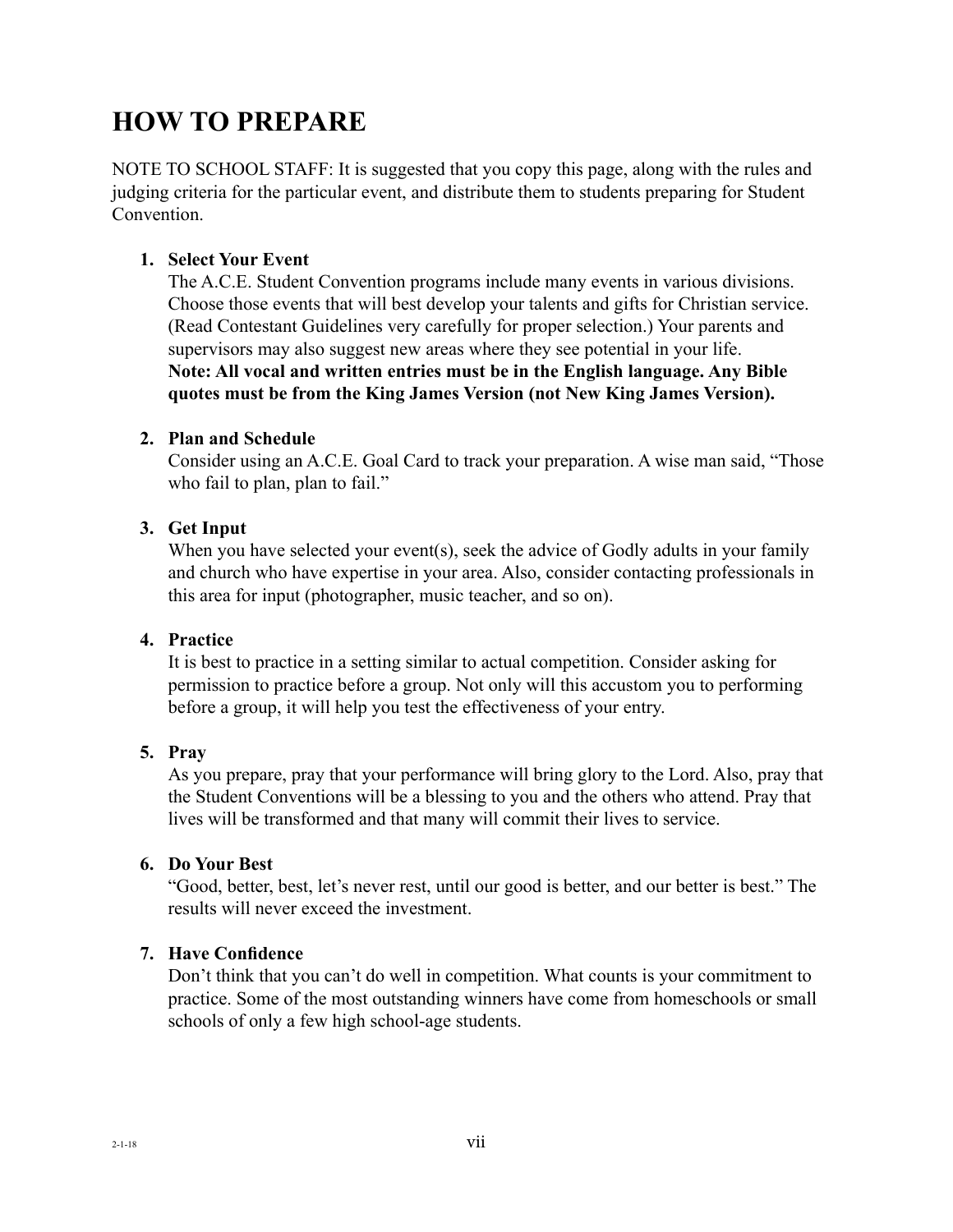# HOW TO PREPARE

NOTE TO SCHOOL STAFF: It is suggested that you copy this page, along with the rules and judging criteria for the particular event, and distribute them to students preparing for Student Convention.

1. **Select Your Event**
   The A.C.E. Student Convention programs include many events in various divisions. Choose those events that will best develop your talents and gifts for Christian service. (Read Contestant Guidelines very carefully for proper selection.) Your parents and supervisors may also suggest new areas where they see potential in your life.
   **Note: All vocal and written entries must be in the English language. Any Bible quotes must be from the King James Version (not New King James Version).**

2. **Plan and Schedule**
   Consider using an A.C.E. Goal Card to track your preparation. A wise man said, "Those who fail to plan, plan to fail."

3. **Get Input**
   When you have selected your event(s), seek the advice of Godly adults in your family and church who have expertise in your area. Also, consider contacting professionals in this area for input (photographer, music teacher, and so on).

4. **Practice**
   It is best to practice in a setting similar to actual competition. Consider asking for permission to practice before a group. Not only will this accustom you to performing before a group, it will help you test the effectiveness of your entry.

5. **Pray**
   As you prepare, pray that your performance will bring glory to the Lord. Also, pray that the Student Conventions will be a blessing to you and the others who attend. Pray that lives will be transformed and that many will commit their lives to service.

6. **Do Your Best**
   "Good, better, best, let's never rest, until our good is better, and our better is best." The results will never exceed the investment.

7. **Have Confidence**
   Don't think that you can't do well in competition. What counts is your commitment to practice. Some of the most outstanding winners have come from homeschools or small schools of only a few high school-age students.